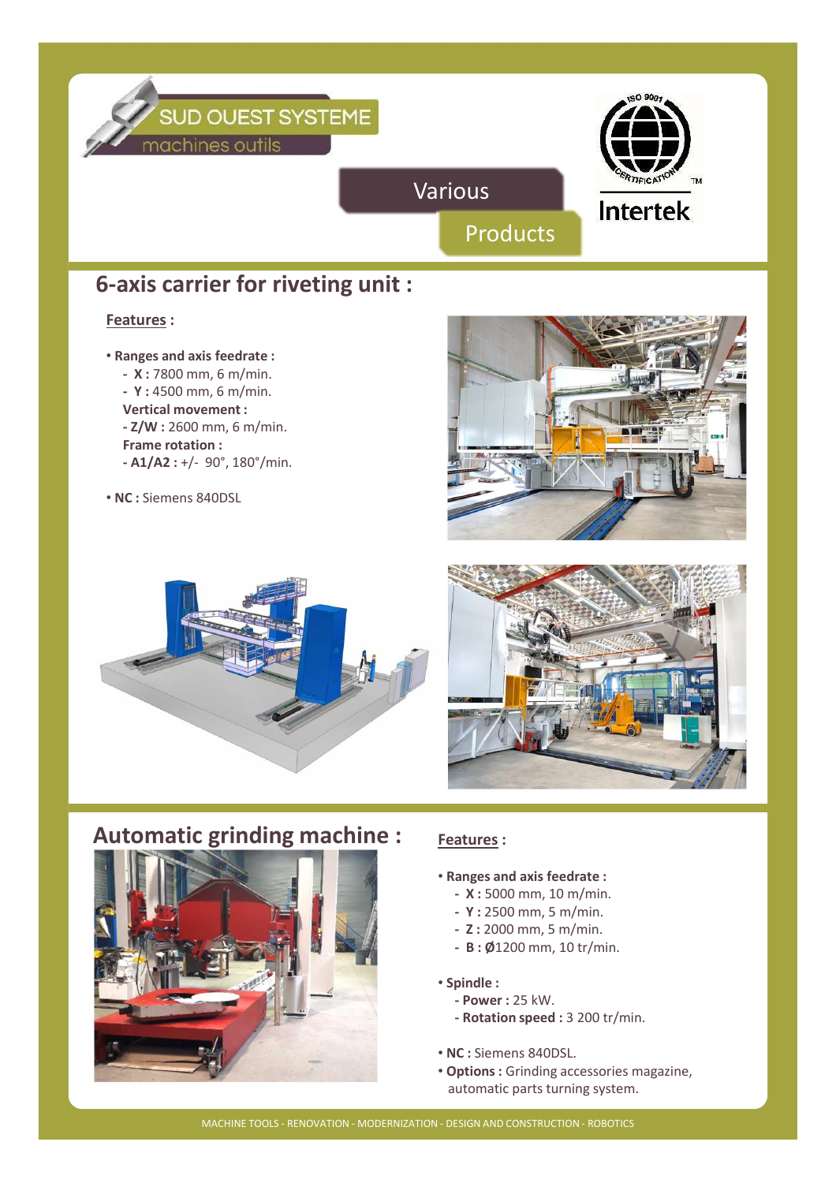SUD OUEST SYSTEME

machines outils

Various

Products

ISO 9001 CERTIFICATION Intertek

## 6-axis carrier for riveting unit :

**Features :**

- **Ranges and axis feedrate :**
  - **X :** 7800 mm, 6 m/min.
  - **Y :** 4500 mm, 6 m/min.

  **Vertical movement :**
  - **Z/W :** 2600 mm, 6 m/min.

  **Frame rotation :**
  - **A1/A2 :** +/- 90°, 180°/min.
- **NC :** Siemens 840DSL

## Automatic grinding machine :

**Features :**

- **Ranges and axis feedrate :**
  - **X :** 5000 mm, 10 m/min.
  - **Y :** 2500 mm, 5 m/min.
  - **Z :** 2000 mm, 5 m/min.
  - **B :** Ø1200 mm, 10 tr/min.
- **Spindle :**
  - **Power :** 25 kW.
  - **Rotation speed :** 3 200 tr/min.
- **NC :** Siemens 840DSL.
- **Options :** Grinding accessories magazine, automatic parts turning system.

MACHINE TOOLS - RENOVATION - MODERNIZATION - DESIGN AND CONSTRUCTION - ROBOTICS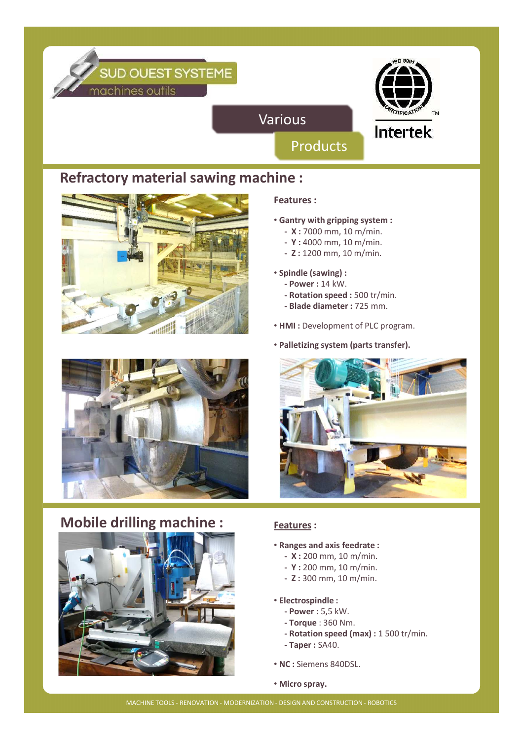SUD OUEST SYSTEME

machines outils

Various

Products

Intertek

## Refractory material sawing machine :

**Features :**

- **Gantry with gripping system :**
  - **X :** 7000 mm, 10 m/min.
  - **Y :** 4000 mm, 10 m/min.
  - **Z :** 1200 mm, 10 m/min.
- **Spindle (sawing) :**
  - **Power :** 14 kW.
  - **Rotation speed :** 500 tr/min.
  - **Blade diameter :** 725 mm.
- **HMI :** Development of PLC program.
- **Palletizing system (parts transfer).**

## Mobile drilling machine :

**Features :**

- **Ranges and axis feedrate :**
  - **X :** 200 mm, 10 m/min.
  - **Y :** 200 mm, 10 m/min.
  - **Z :** 300 mm, 10 m/min.
- **Electrospindle :**
  - **Power :** 5,5 kW.
  - **Torque** : 360 Nm.
  - **Rotation speed (max) :** 1 500 tr/min.
  - **Taper :** SA40.
- **NC :** Siemens 840DSL.
- **Micro spray.**

MACHINE TOOLS - RENOVATION - MODERNIZATION - DESIGN AND CONSTRUCTION - ROBOTICS